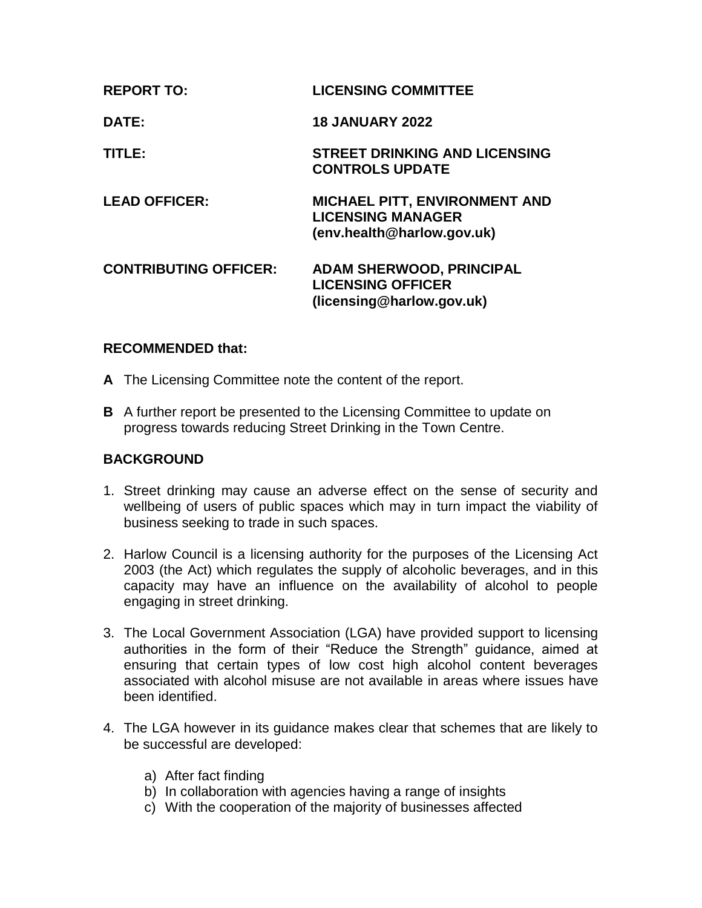| | |
|---|---|
| **REPORT TO:** | **LICENSING COMMITTEE** |
| **DATE:** | **18 JANUARY 2022** |
| **TITLE:** | **STREET DRINKING AND LICENSING CONTROLS UPDATE** |
| **LEAD OFFICER:** | **MICHAEL PITT, ENVIRONMENT AND LICENSING MANAGER (env.health@harlow.gov.uk)** |
| **CONTRIBUTING OFFICER:** | **ADAM SHERWOOD, PRINCIPAL LICENSING OFFICER (licensing@harlow.gov.uk)** |

## RECOMMENDED that:

**A** The Licensing Committee note the content of the report.

**B** A further report be presented to the Licensing Committee to update on progress towards reducing Street Drinking in the Town Centre.

## BACKGROUND

1. Street drinking may cause an adverse effect on the sense of security and wellbeing of users of public spaces which may in turn impact the viability of business seeking to trade in such spaces.

2. Harlow Council is a licensing authority for the purposes of the Licensing Act 2003 (the Act) which regulates the supply of alcoholic beverages, and in this capacity may have an influence on the availability of alcohol to people engaging in street drinking.

3. The Local Government Association (LGA) have provided support to licensing authorities in the form of their "Reduce the Strength" guidance, aimed at ensuring that certain types of low cost high alcohol content beverages associated with alcohol misuse are not available in areas where issues have been identified.

4. The LGA however in its guidance makes clear that schemes that are likely to be successful are developed:

   a) After fact finding
   b) In collaboration with agencies having a range of insights
   c) With the cooperation of the majority of businesses affected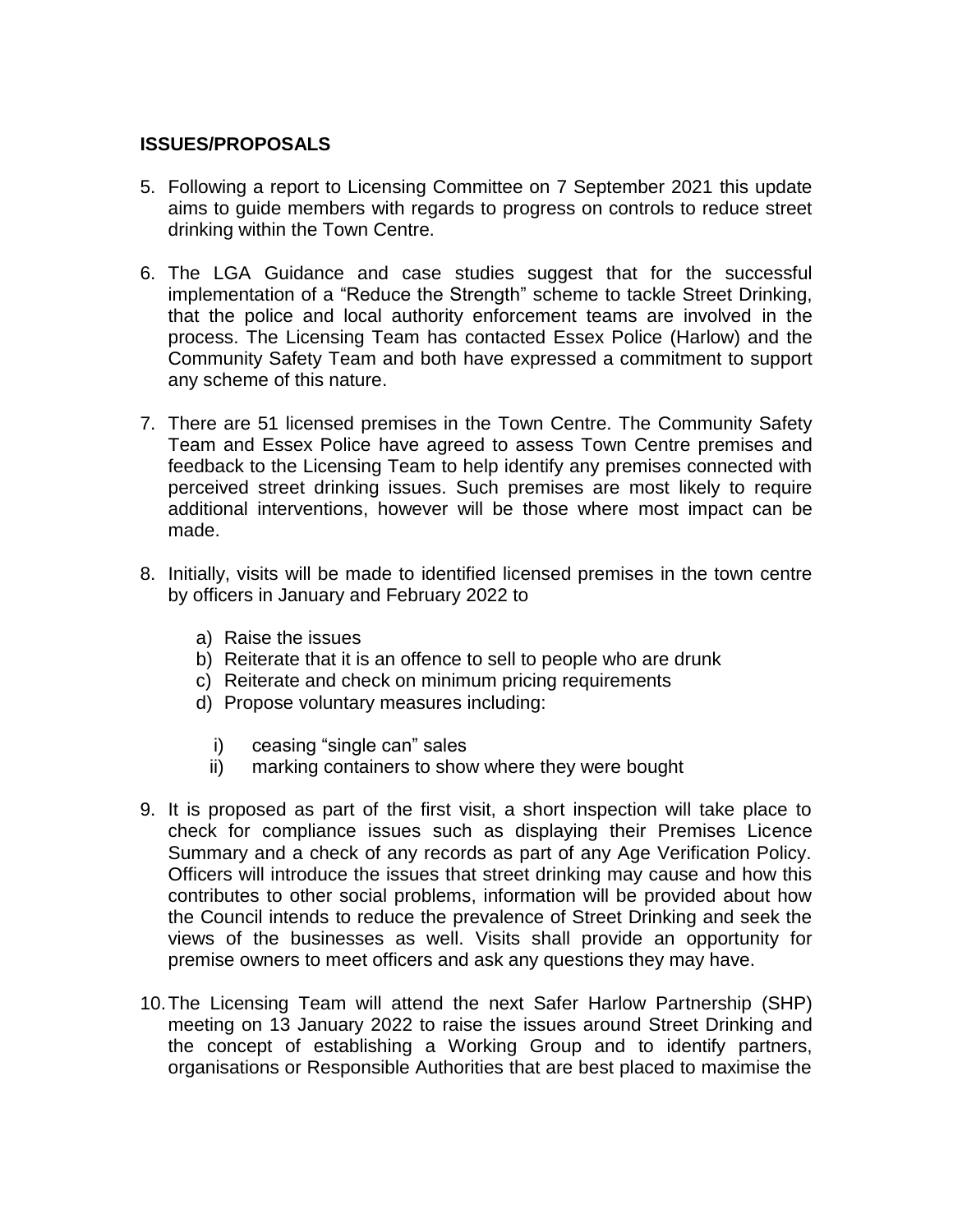**ISSUES/PROPOSALS**

5. Following a report to Licensing Committee on 7 September 2021 this update aims to guide members with regards to progress on controls to reduce street drinking within the Town Centre.

6. The LGA Guidance and case studies suggest that for the successful implementation of a "Reduce the Strength" scheme to tackle Street Drinking, that the police and local authority enforcement teams are involved in the process. The Licensing Team has contacted Essex Police (Harlow) and the Community Safety Team and both have expressed a commitment to support any scheme of this nature.

7. There are 51 licensed premises in the Town Centre. The Community Safety Team and Essex Police have agreed to assess Town Centre premises and feedback to the Licensing Team to help identify any premises connected with perceived street drinking issues. Such premises are most likely to require additional interventions, however will be those where most impact can be made.

8. Initially, visits will be made to identified licensed premises in the town centre by officers in January and February 2022 to

   a) Raise the issues
   b) Reiterate that it is an offence to sell to people who are drunk
   c) Reiterate and check on minimum pricing requirements
   d) Propose voluntary measures including:

      i) ceasing "single can" sales
      ii) marking containers to show where they were bought

9. It is proposed as part of the first visit, a short inspection will take place to check for compliance issues such as displaying their Premises Licence Summary and a check of any records as part of any Age Verification Policy. Officers will introduce the issues that street drinking may cause and how this contributes to other social problems, information will be provided about how the Council intends to reduce the prevalence of Street Drinking and seek the views of the businesses as well. Visits shall provide an opportunity for premise owners to meet officers and ask any questions they may have.

10. The Licensing Team will attend the next Safer Harlow Partnership (SHP) meeting on 13 January 2022 to raise the issues around Street Drinking and the concept of establishing a Working Group and to identify partners, organisations or Responsible Authorities that are best placed to maximise the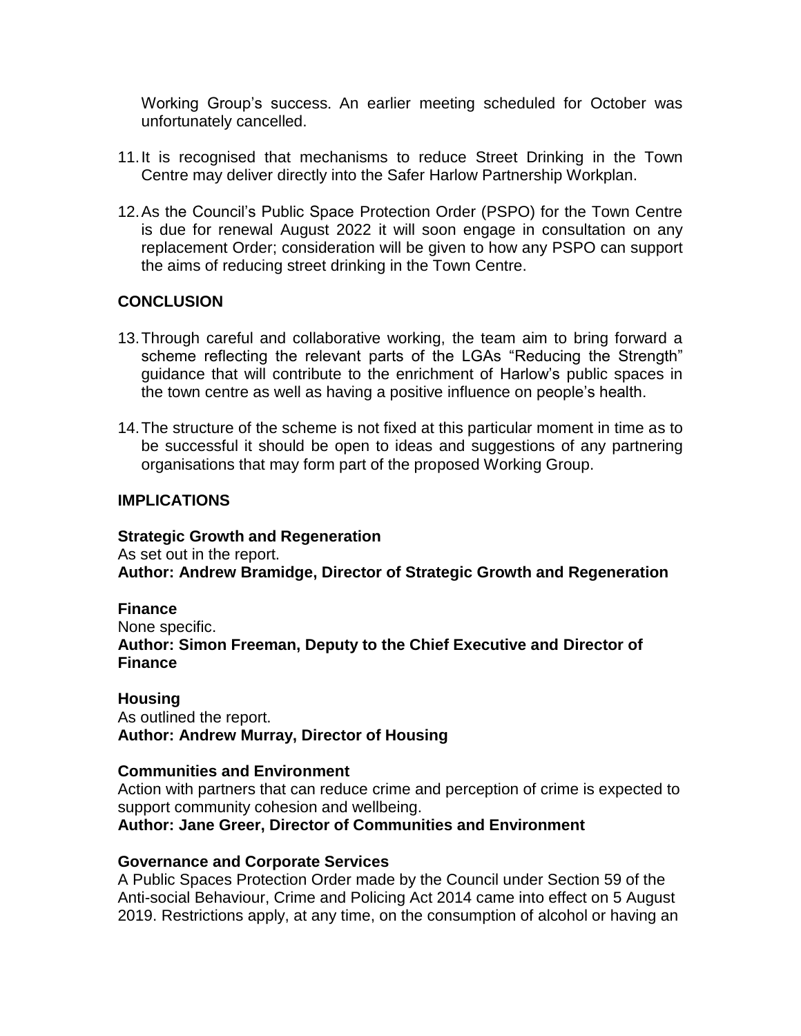Working Group's success. An earlier meeting scheduled for October was unfortunately cancelled.

11. It is recognised that mechanisms to reduce Street Drinking in the Town Centre may deliver directly into the Safer Harlow Partnership Workplan.

12. As the Council's Public Space Protection Order (PSPO) for the Town Centre is due for renewal August 2022 it will soon engage in consultation on any replacement Order; consideration will be given to how any PSPO can support the aims of reducing street drinking in the Town Centre.

## CONCLUSION

13. Through careful and collaborative working, the team aim to bring forward a scheme reflecting the relevant parts of the LGAs "Reducing the Strength" guidance that will contribute to the enrichment of Harlow's public spaces in the town centre as well as having a positive influence on people's health.

14. The structure of the scheme is not fixed at this particular moment in time as to be successful it should be open to ideas and suggestions of any partnering organisations that may form part of the proposed Working Group.

## IMPLICATIONS

**Strategic Growth and Regeneration**
As set out in the report.
**Author: Andrew Bramidge, Director of Strategic Growth and Regeneration**

**Finance**
None specific.
**Author: Simon Freeman, Deputy to the Chief Executive and Director of Finance**

**Housing**
As outlined the report.
**Author: Andrew Murray, Director of Housing**

**Communities and Environment**
Action with partners that can reduce crime and perception of crime is expected to support community cohesion and wellbeing.
**Author: Jane Greer, Director of Communities and Environment**

**Governance and Corporate Services**
A Public Spaces Protection Order made by the Council under Section 59 of the Anti-social Behaviour, Crime and Policing Act 2014 came into effect on 5 August 2019. Restrictions apply, at any time, on the consumption of alcohol or having an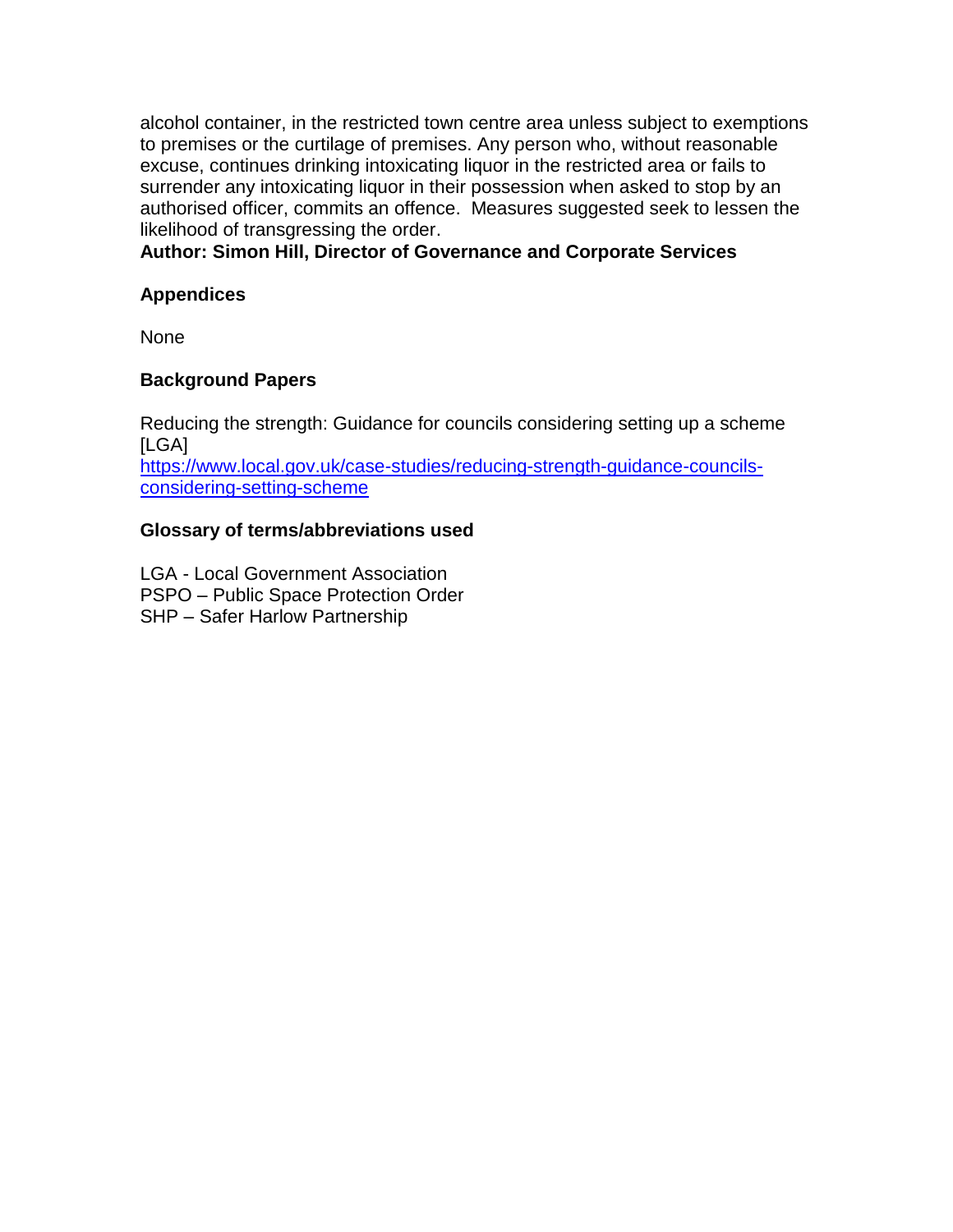alcohol container, in the restricted town centre area unless subject to exemptions to premises or the curtilage of premises. Any person who, without reasonable excuse, continues drinking intoxicating liquor in the restricted area or fails to surrender any intoxicating liquor in their possession when asked to stop by an authorised officer, commits an offence. Measures suggested seek to lessen the likelihood of transgressing the order.

**Author: Simon Hill, Director of Governance and Corporate Services**

**Appendices**

None

**Background Papers**

Reducing the strength: Guidance for councils considering setting up a scheme [LGA]
https://www.local.gov.uk/case-studies/reducing-strength-guidance-councils-considering-setting-scheme

**Glossary of terms/abbreviations used**

LGA - Local Government Association
PSPO – Public Space Protection Order
SHP – Safer Harlow Partnership